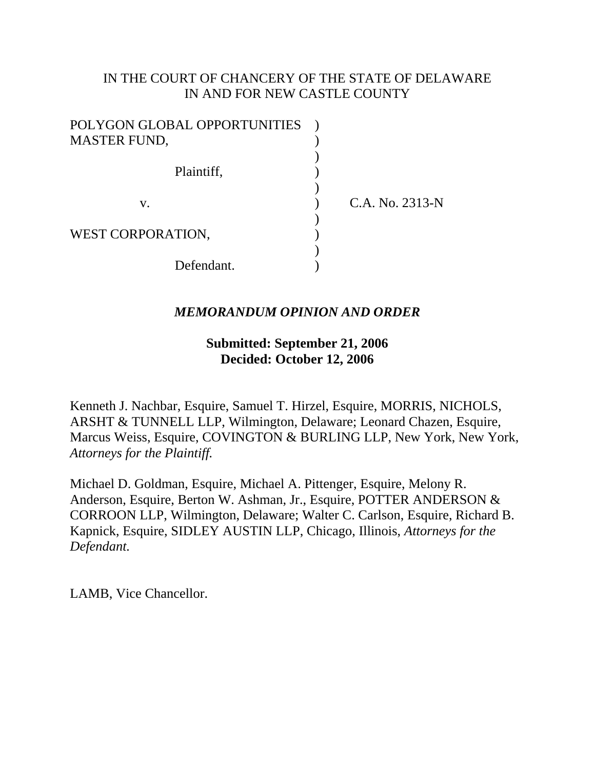IN THE COURT OF CHANCERY OF THE STATE OF DELAWARE
IN AND FOR NEW CASTLE COUNTY

| | | |
|---|---|---|
| POLYGON GLOBAL OPPORTUNITIES MASTER FUND, | ) | |
| Plaintiff, | ) | |
| v. | ) | C.A. No. 2313-N |
| WEST CORPORATION, | ) | |
| Defendant. | ) | |

***MEMORANDUM OPINION AND ORDER***

**Submitted: September 21, 2006**
**Decided: October 12, 2006**

Kenneth J. Nachbar, Esquire, Samuel T. Hirzel, Esquire, MORRIS, NICHOLS, ARSHT & TUNNELL LLP, Wilmington, Delaware; Leonard Chazen, Esquire, Marcus Weiss, Esquire, COVINGTON & BURLING LLP, New York, New York, *Attorneys for the Plaintiff.*

Michael D. Goldman, Esquire, Michael A. Pittenger, Esquire, Melony R. Anderson, Esquire, Berton W. Ashman, Jr., Esquire, POTTER ANDERSON & CORROON LLP, Wilmington, Delaware; Walter C. Carlson, Esquire, Richard B. Kapnick, Esquire, SIDLEY AUSTIN LLP, Chicago, Illinois, *Attorneys for the Defendant.*

LAMB, Vice Chancellor.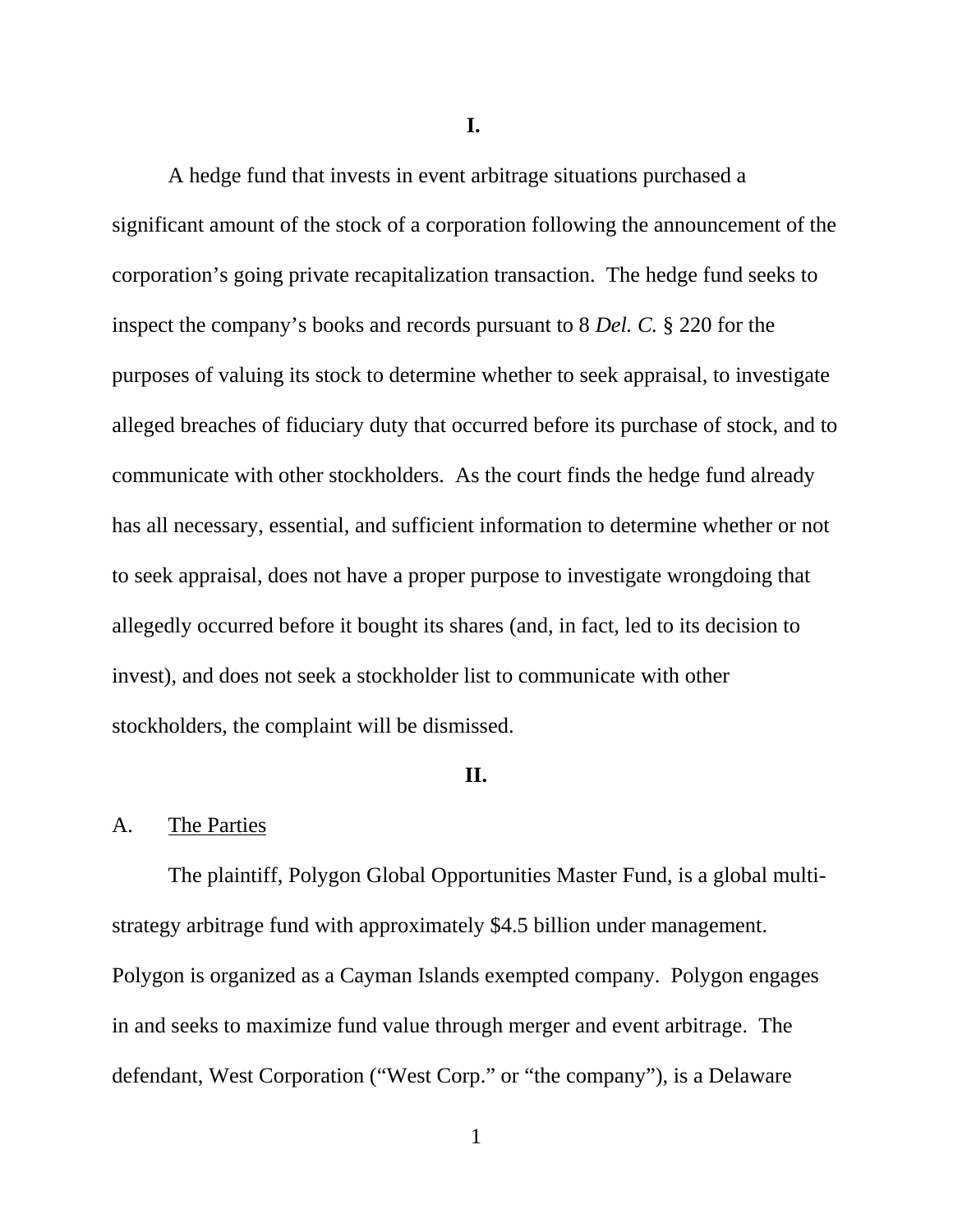**I.**

A hedge fund that invests in event arbitrage situations purchased a significant amount of the stock of a corporation following the announcement of the corporation's going private recapitalization transaction. The hedge fund seeks to inspect the company's books and records pursuant to 8 *Del. C.* § 220 for the purposes of valuing its stock to determine whether to seek appraisal, to investigate alleged breaches of fiduciary duty that occurred before its purchase of stock, and to communicate with other stockholders. As the court finds the hedge fund already has all necessary, essential, and sufficient information to determine whether or not to seek appraisal, does not have a proper purpose to investigate wrongdoing that allegedly occurred before it bought its shares (and, in fact, led to its decision to invest), and does not seek a stockholder list to communicate with other stockholders, the complaint will be dismissed.

**II.**

A. The Parties

The plaintiff, Polygon Global Opportunities Master Fund, is a global multi-strategy arbitrage fund with approximately $4.5 billion under management. Polygon is organized as a Cayman Islands exempted company. Polygon engages in and seeks to maximize fund value through merger and event arbitrage. The defendant, West Corporation ("West Corp." or "the company"), is a Delaware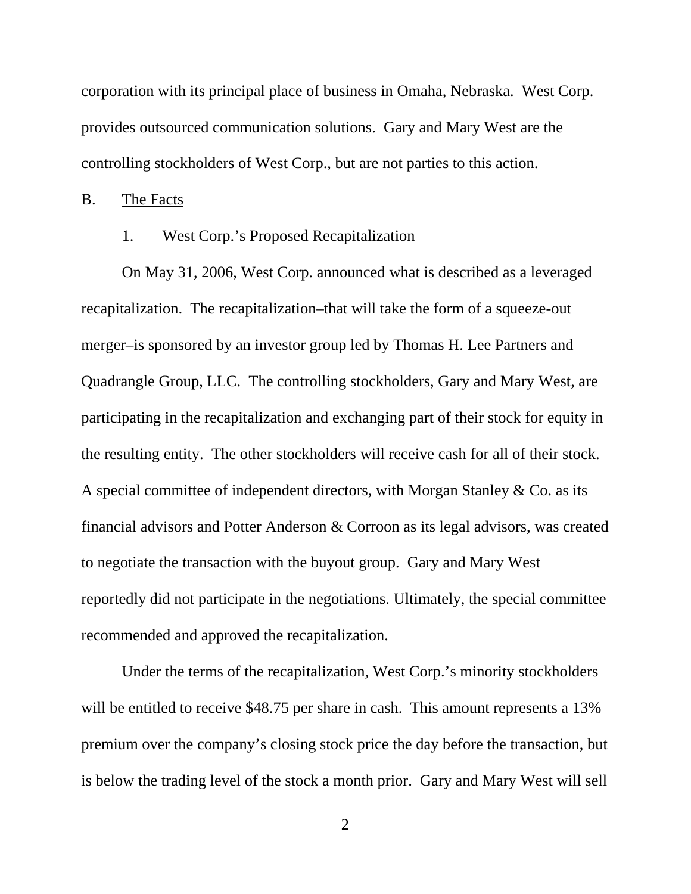corporation with its principal place of business in Omaha, Nebraska. West Corp. provides outsourced communication solutions. Gary and Mary West are the controlling stockholders of West Corp., but are not parties to this action.

B. The Facts

1. West Corp.'s Proposed Recapitalization

On May 31, 2006, West Corp. announced what is described as a leveraged recapitalization. The recapitalization–that will take the form of a squeeze-out merger–is sponsored by an investor group led by Thomas H. Lee Partners and Quadrangle Group, LLC. The controlling stockholders, Gary and Mary West, are participating in the recapitalization and exchanging part of their stock for equity in the resulting entity. The other stockholders will receive cash for all of their stock. A special committee of independent directors, with Morgan Stanley & Co. as its financial advisors and Potter Anderson & Corroon as its legal advisors, was created to negotiate the transaction with the buyout group. Gary and Mary West reportedly did not participate in the negotiations. Ultimately, the special committee recommended and approved the recapitalization.

Under the terms of the recapitalization, West Corp.'s minority stockholders will be entitled to receive $48.75 per share in cash. This amount represents a 13% premium over the company's closing stock price the day before the transaction, but is below the trading level of the stock a month prior. Gary and Mary West will sell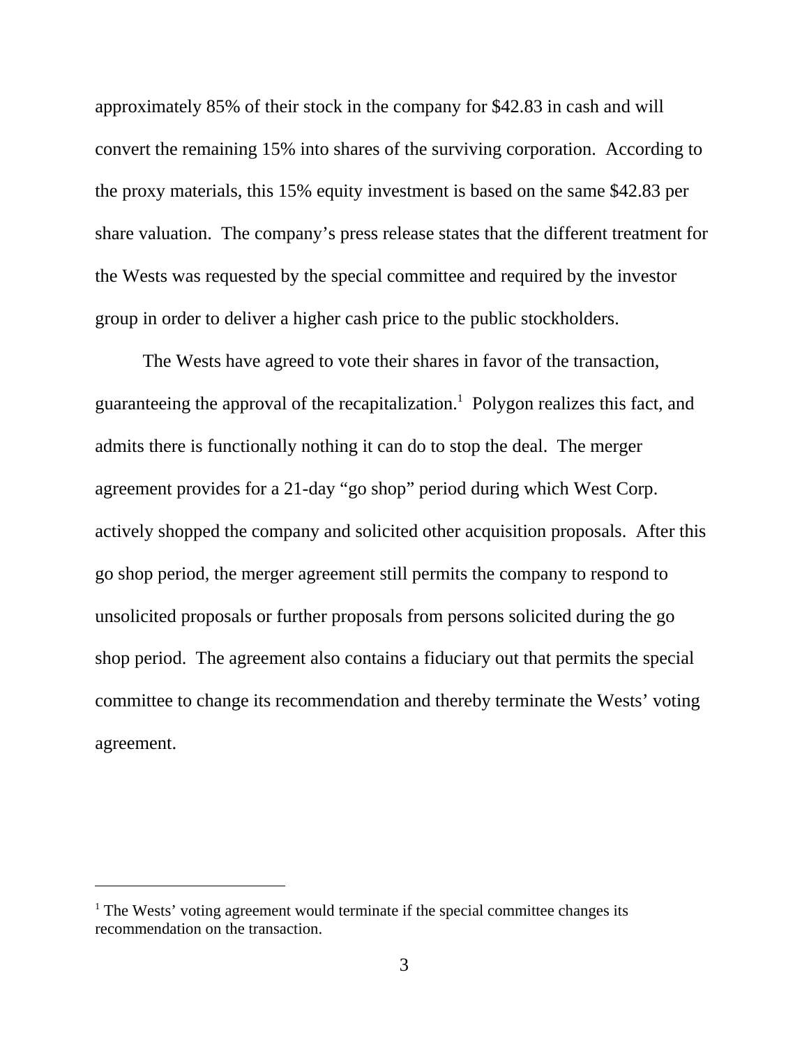approximately 85% of their stock in the company for $42.83 in cash and will convert the remaining 15% into shares of the surviving corporation. According to the proxy materials, this 15% equity investment is based on the same $42.83 per share valuation. The company's press release states that the different treatment for the Wests was requested by the special committee and required by the investor group in order to deliver a higher cash price to the public stockholders.

The Wests have agreed to vote their shares in favor of the transaction, guaranteeing the approval of the recapitalization.[1] Polygon realizes this fact, and admits there is functionally nothing it can do to stop the deal. The merger agreement provides for a 21-day "go shop" period during which West Corp. actively shopped the company and solicited other acquisition proposals. After this go shop period, the merger agreement still permits the company to respond to unsolicited proposals or further proposals from persons solicited during the go shop period. The agreement also contains a fiduciary out that permits the special committee to change its recommendation and thereby terminate the Wests' voting agreement.

---

[1] The Wests' voting agreement would terminate if the special committee changes its recommendation on the transaction.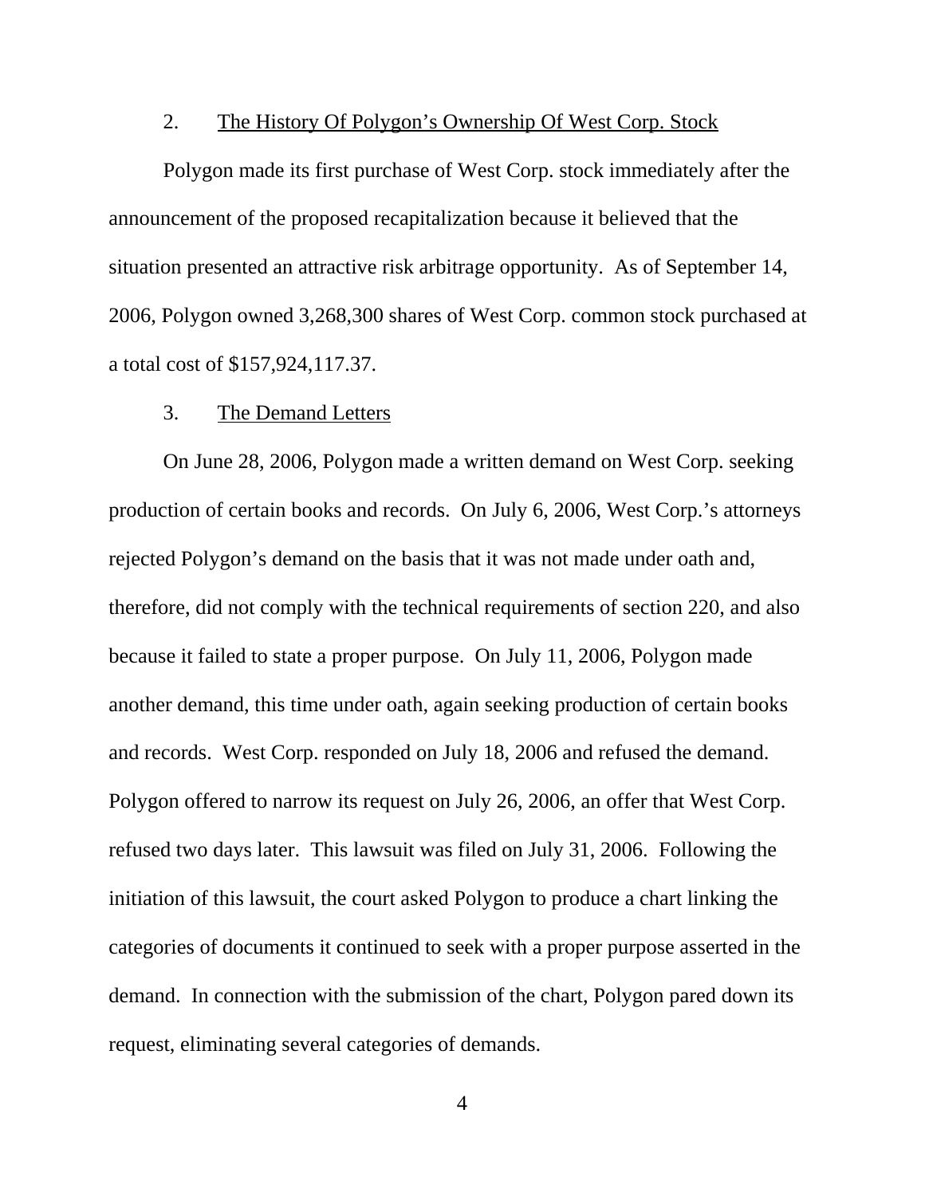2. <u>The History Of Polygon's Ownership Of West Corp. Stock</u>

Polygon made its first purchase of West Corp. stock immediately after the announcement of the proposed recapitalization because it believed that the situation presented an attractive risk arbitrage opportunity. As of September 14, 2006, Polygon owned 3,268,300 shares of West Corp. common stock purchased at a total cost of $157,924,117.37.

3. <u>The Demand Letters</u>

On June 28, 2006, Polygon made a written demand on West Corp. seeking production of certain books and records. On July 6, 2006, West Corp.'s attorneys rejected Polygon's demand on the basis that it was not made under oath and, therefore, did not comply with the technical requirements of section 220, and also because it failed to state a proper purpose. On July 11, 2006, Polygon made another demand, this time under oath, again seeking production of certain books and records. West Corp. responded on July 18, 2006 and refused the demand. Polygon offered to narrow its request on July 26, 2006, an offer that West Corp. refused two days later. This lawsuit was filed on July 31, 2006. Following the initiation of this lawsuit, the court asked Polygon to produce a chart linking the categories of documents it continued to seek with a proper purpose asserted in the demand. In connection with the submission of the chart, Polygon pared down its request, eliminating several categories of demands.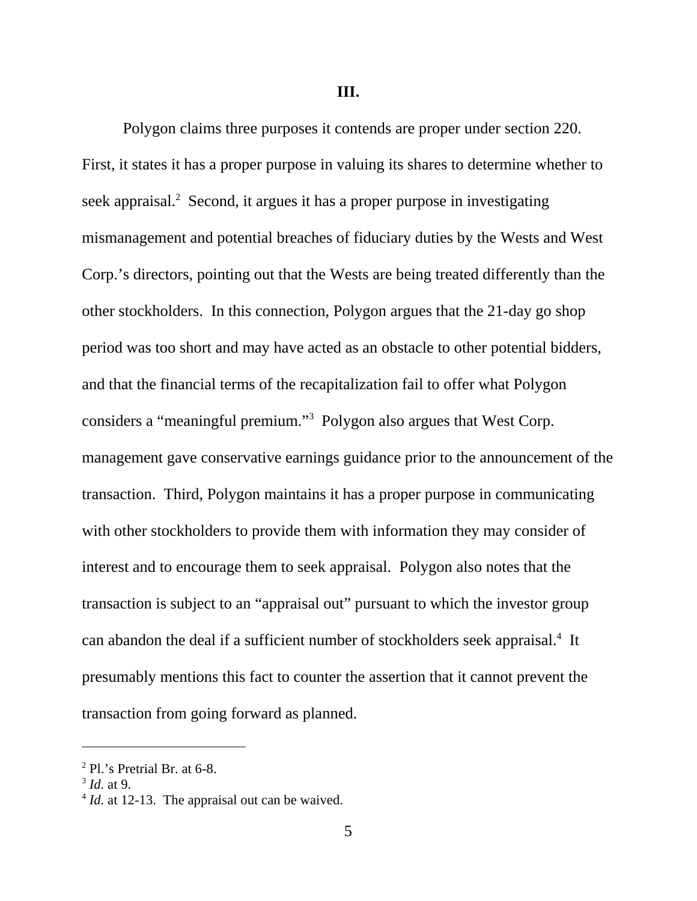**III.**

Polygon claims three purposes it contends are proper under section 220. First, it states it has a proper purpose in valuing its shares to determine whether to seek appraisal.[2] Second, it argues it has a proper purpose in investigating mismanagement and potential breaches of fiduciary duties by the Wests and West Corp.'s directors, pointing out that the Wests are being treated differently than the other stockholders. In this connection, Polygon argues that the 21-day go shop period was too short and may have acted as an obstacle to other potential bidders, and that the financial terms of the recapitalization fail to offer what Polygon considers a "meaningful premium."[3] Polygon also argues that West Corp. management gave conservative earnings guidance prior to the announcement of the transaction. Third, Polygon maintains it has a proper purpose in communicating with other stockholders to provide them with information they may consider of interest and to encourage them to seek appraisal. Polygon also notes that the transaction is subject to an "appraisal out" pursuant to which the investor group can abandon the deal if a sufficient number of stockholders seek appraisal.[4] It presumably mentions this fact to counter the assertion that it cannot prevent the transaction from going forward as planned.

---

[2] Pl.'s Pretrial Br. at 6-8.

[3] *Id.* at 9.

[4] *Id.* at 12-13. The appraisal out can be waived.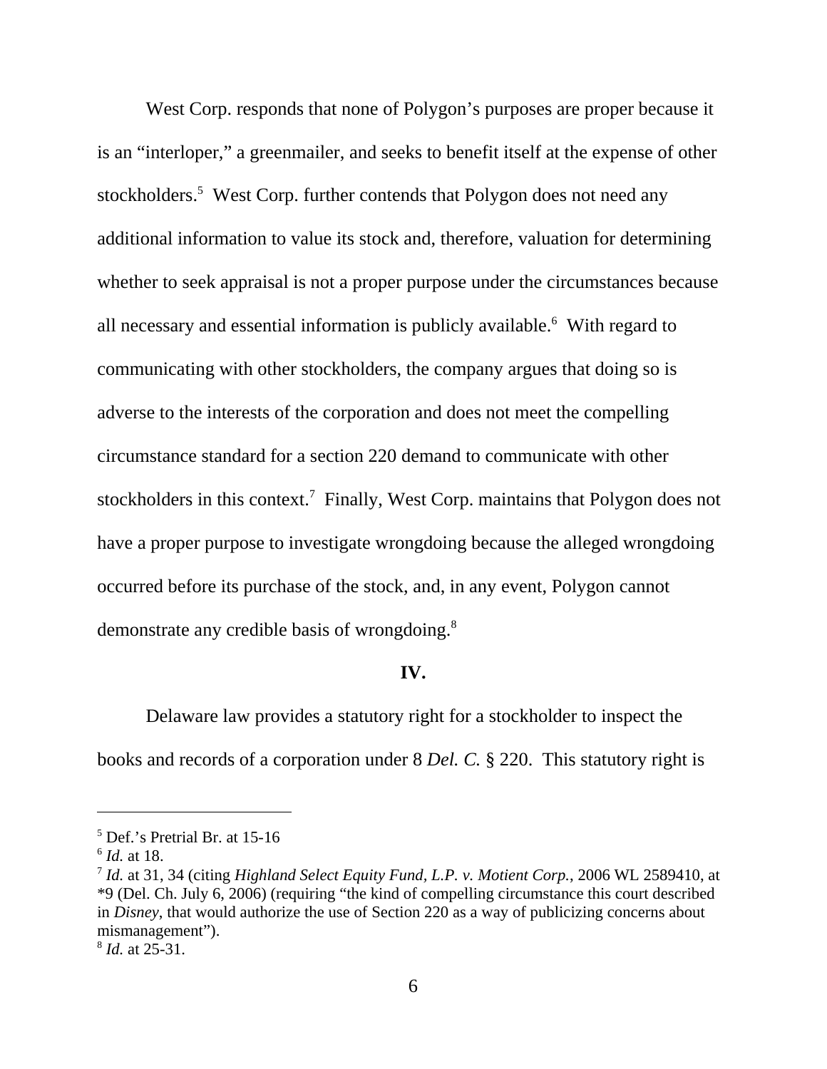West Corp. responds that none of Polygon's purposes are proper because it is an "interloper," a greenmailer, and seeks to benefit itself at the expense of other stockholders.[5] West Corp. further contends that Polygon does not need any additional information to value its stock and, therefore, valuation for determining whether to seek appraisal is not a proper purpose under the circumstances because all necessary and essential information is publicly available.[6] With regard to communicating with other stockholders, the company argues that doing so is adverse to the interests of the corporation and does not meet the compelling circumstance standard for a section 220 demand to communicate with other stockholders in this context.[7] Finally, West Corp. maintains that Polygon does not have a proper purpose to investigate wrongdoing because the alleged wrongdoing occurred before its purchase of the stock, and, in any event, Polygon cannot demonstrate any credible basis of wrongdoing.[8]

**IV.**

Delaware law provides a statutory right for a stockholder to inspect the books and records of a corporation under 8 *Del. C.* § 220. This statutory right is

---

[5] Def.'s Pretrial Br. at 15-16

[6] *Id.* at 18.

[7] *Id.* at 31, 34 (citing *Highland Select Equity Fund, L.P. v. Motient Corp.*, 2006 WL 2589410, at *9 (Del. Ch. July 6, 2006) (requiring "the kind of compelling circumstance this court described in *Disney*, that would authorize the use of Section 220 as a way of publicizing concerns about mismanagement").

[8] *Id.* at 25-31.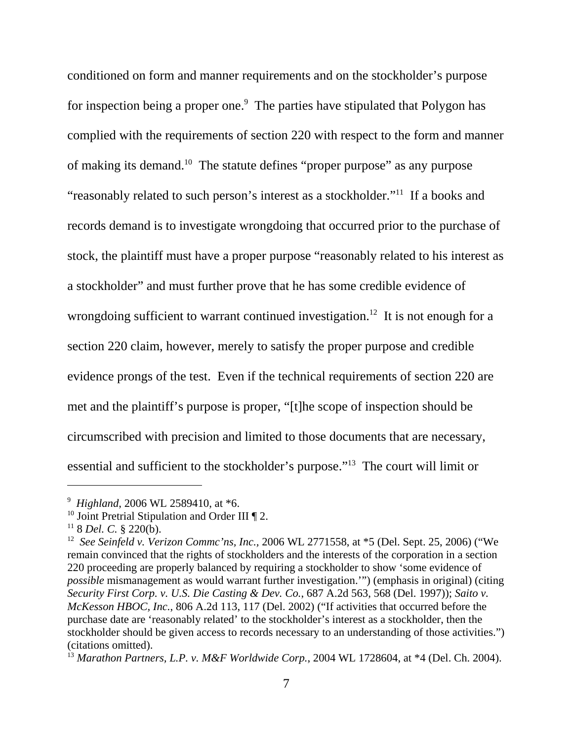conditioned on form and manner requirements and on the stockholder's purpose for inspection being a proper one.[9] The parties have stipulated that Polygon has complied with the requirements of section 220 with respect to the form and manner of making its demand.[10] The statute defines "proper purpose" as any purpose "reasonably related to such person's interest as a stockholder."[11] If a books and records demand is to investigate wrongdoing that occurred prior to the purchase of stock, the plaintiff must have a proper purpose "reasonably related to his interest as a stockholder" and must further prove that he has some credible evidence of wrongdoing sufficient to warrant continued investigation.[12] It is not enough for a section 220 claim, however, merely to satisfy the proper purpose and credible evidence prongs of the test. Even if the technical requirements of section 220 are met and the plaintiff's purpose is proper, "[t]he scope of inspection should be circumscribed with precision and limited to those documents that are necessary, essential and sufficient to the stockholder's purpose."[13] The court will limit or

---

[9] *Highland*, 2006 WL 2589410, at *6.

[10] Joint Pretrial Stipulation and Order III ¶ 2.

[11] 8 *Del. C.* § 220(b).

[12] *See Seinfeld v. Verizon Commc'ns, Inc.*, 2006 WL 2771558, at *5 (Del. Sept. 25, 2006) ("We remain convinced that the rights of stockholders and the interests of the corporation in a section 220 proceeding are properly balanced by requiring a stockholder to show 'some evidence of *possible* mismanagement as would warrant further investigation.'") (emphasis in original) (citing *Security First Corp. v. U.S. Die Casting & Dev. Co.*, 687 A.2d 563, 568 (Del. 1997)); *Saito v. McKesson HBOC, Inc.*, 806 A.2d 113, 117 (Del. 2002) ("If activities that occurred before the purchase date are 'reasonably related' to the stockholder's interest as a stockholder, then the stockholder should be given access to records necessary to an understanding of those activities.") (citations omitted).

[13] *Marathon Partners, L.P. v. M&F Worldwide Corp.*, 2004 WL 1728604, at *4 (Del. Ch. 2004).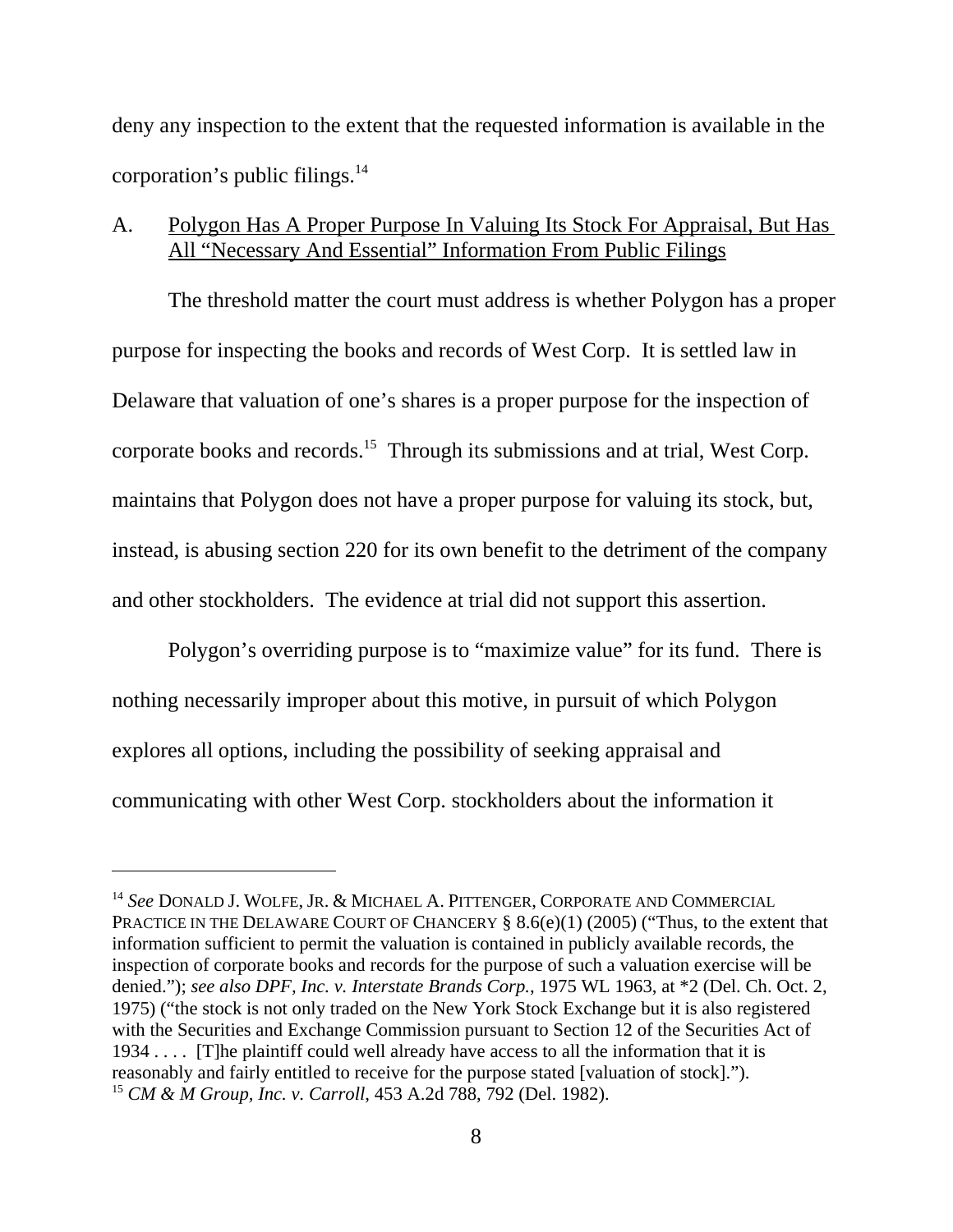deny any inspection to the extent that the requested information is available in the corporation's public filings.[14]

A. Polygon Has A Proper Purpose In Valuing Its Stock For Appraisal, But Has All "Necessary And Essential" Information From Public Filings

The threshold matter the court must address is whether Polygon has a proper purpose for inspecting the books and records of West Corp. It is settled law in Delaware that valuation of one's shares is a proper purpose for the inspection of corporate books and records.[15] Through its submissions and at trial, West Corp. maintains that Polygon does not have a proper purpose for valuing its stock, but, instead, is abusing section 220 for its own benefit to the detriment of the company and other stockholders. The evidence at trial did not support this assertion.

Polygon's overriding purpose is to "maximize value" for its fund. There is nothing necessarily improper about this motive, in pursuit of which Polygon explores all options, including the possibility of seeking appraisal and communicating with other West Corp. stockholders about the information it

---

[14] *See* DONALD J. WOLFE, JR. & MICHAEL A. PITTENGER, CORPORATE AND COMMERCIAL PRACTICE IN THE DELAWARE COURT OF CHANCERY § 8.6(e)(1) (2005) ("Thus, to the extent that information sufficient to permit the valuation is contained in publicly available records, the inspection of corporate books and records for the purpose of such a valuation exercise will be denied."); *see also DPF, Inc. v. Interstate Brands Corp.*, 1975 WL 1963, at *2 (Del. Ch. Oct. 2, 1975) ("the stock is not only traded on the New York Stock Exchange but it is also registered with the Securities and Exchange Commission pursuant to Section 12 of the Securities Act of 1934 . . . . [T]he plaintiff could well already have access to all the information that it is reasonably and fairly entitled to receive for the purpose stated [valuation of stock].").

[15] *CM & M Group, Inc. v. Carroll*, 453 A.2d 788, 792 (Del. 1982).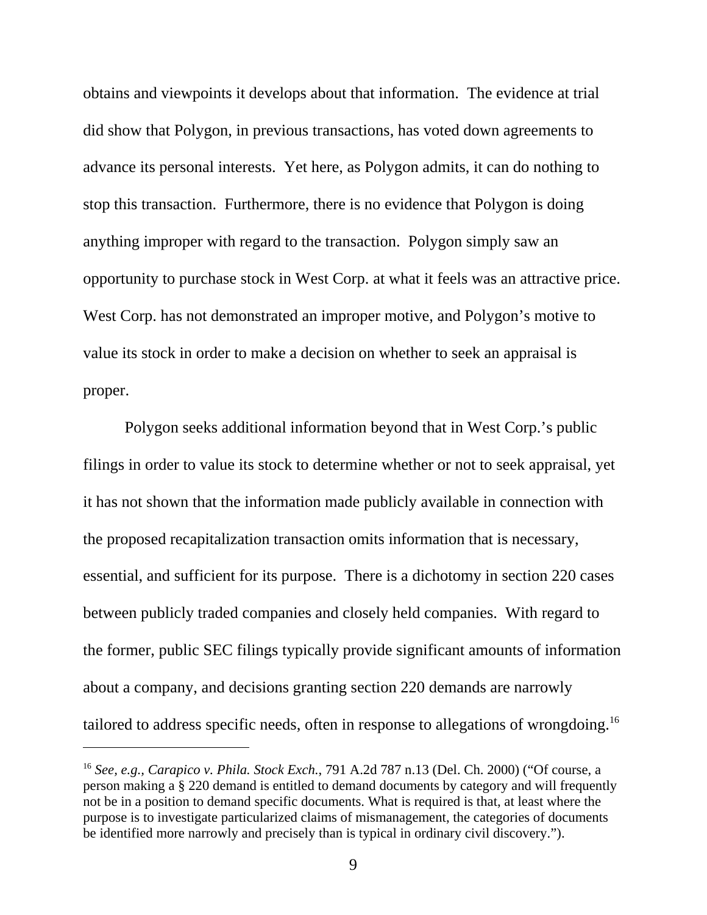obtains and viewpoints it develops about that information. The evidence at trial did show that Polygon, in previous transactions, has voted down agreements to advance its personal interests. Yet here, as Polygon admits, it can do nothing to stop this transaction. Furthermore, there is no evidence that Polygon is doing anything improper with regard to the transaction. Polygon simply saw an opportunity to purchase stock in West Corp. at what it feels was an attractive price. West Corp. has not demonstrated an improper motive, and Polygon's motive to value its stock in order to make a decision on whether to seek an appraisal is proper.

Polygon seeks additional information beyond that in West Corp.'s public filings in order to value its stock to determine whether or not to seek appraisal, yet it has not shown that the information made publicly available in connection with the proposed recapitalization transaction omits information that is necessary, essential, and sufficient for its purpose. There is a dichotomy in section 220 cases between publicly traded companies and closely held companies. With regard to the former, public SEC filings typically provide significant amounts of information about a company, and decisions granting section 220 demands are narrowly tailored to address specific needs, often in response to allegations of wrongdoing.[16]

---

[16] *See, e.g.*, *Carapico v. Phila. Stock Exch.*, 791 A.2d 787 n.13 (Del. Ch. 2000) ("Of course, a person making a § 220 demand is entitled to demand documents by category and will frequently not be in a position to demand specific documents. What is required is that, at least where the purpose is to investigate particularized claims of mismanagement, the categories of documents be identified more narrowly and precisely than is typical in ordinary civil discovery.").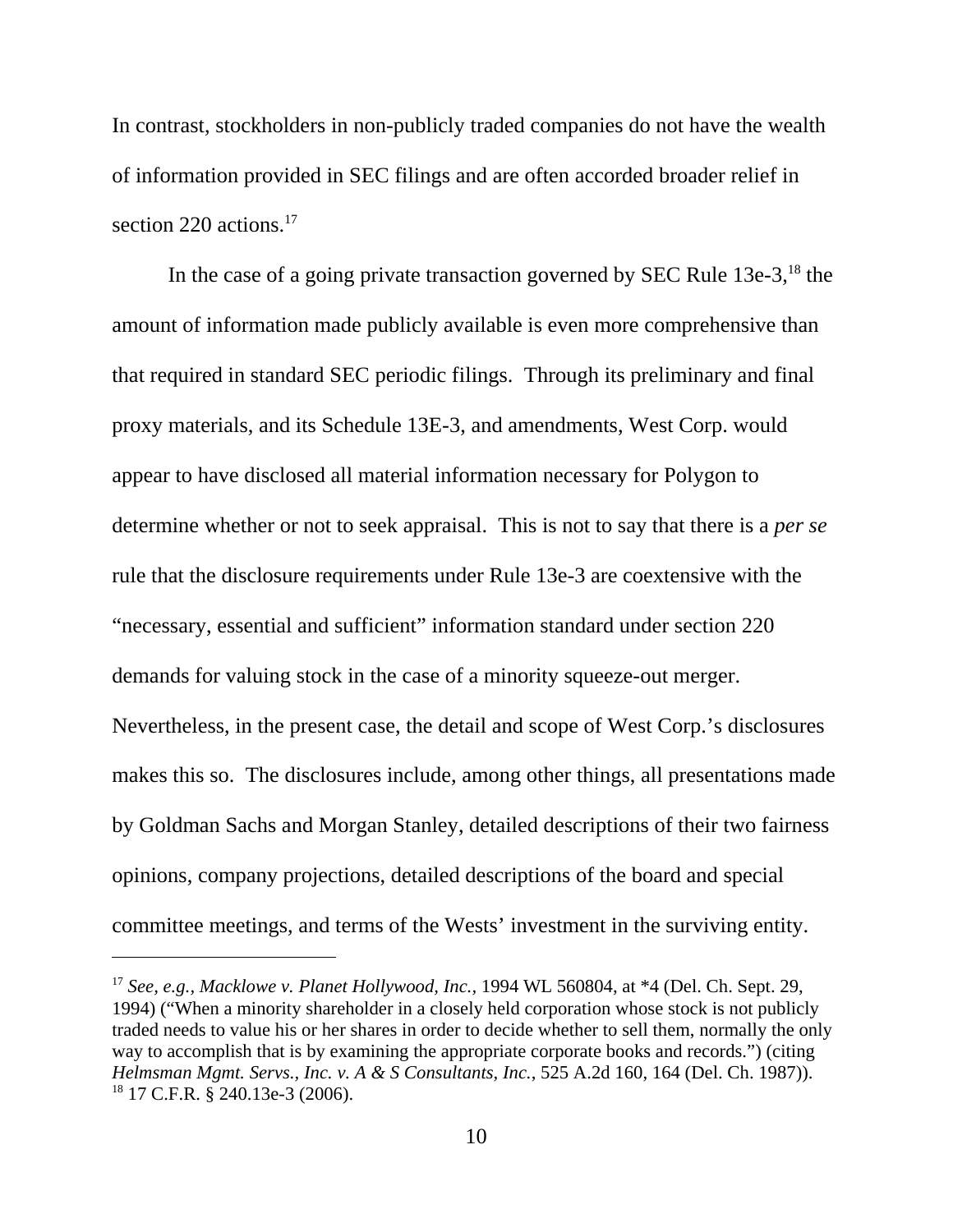In contrast, stockholders in non-publicly traded companies do not have the wealth of information provided in SEC filings and are often accorded broader relief in section 220 actions.[17]

In the case of a going private transaction governed by SEC Rule 13e-3,[18] the amount of information made publicly available is even more comprehensive than that required in standard SEC periodic filings. Through its preliminary and final proxy materials, and its Schedule 13E-3, and amendments, West Corp. would appear to have disclosed all material information necessary for Polygon to determine whether or not to seek appraisal. This is not to say that there is a *per se* rule that the disclosure requirements under Rule 13e-3 are coextensive with the "necessary, essential and sufficient" information standard under section 220 demands for valuing stock in the case of a minority squeeze-out merger. Nevertheless, in the present case, the detail and scope of West Corp.'s disclosures makes this so. The disclosures include, among other things, all presentations made by Goldman Sachs and Morgan Stanley, detailed descriptions of their two fairness opinions, company projections, detailed descriptions of the board and special committee meetings, and terms of the Wests' investment in the surviving entity.

---

[17] *See, e.g.*, *Macklowe v. Planet Hollywood, Inc.*, 1994 WL 560804, at *4 (Del. Ch. Sept. 29, 1994) ("When a minority shareholder in a closely held corporation whose stock is not publicly traded needs to value his or her shares in order to decide whether to sell them, normally the only way to accomplish that is by examining the appropriate corporate books and records.") (citing *Helmsman Mgmt. Servs., Inc. v. A & S Consultants, Inc.*, 525 A.2d 160, 164 (Del. Ch. 1987)).

[18] 17 C.F.R. § 240.13e-3 (2006).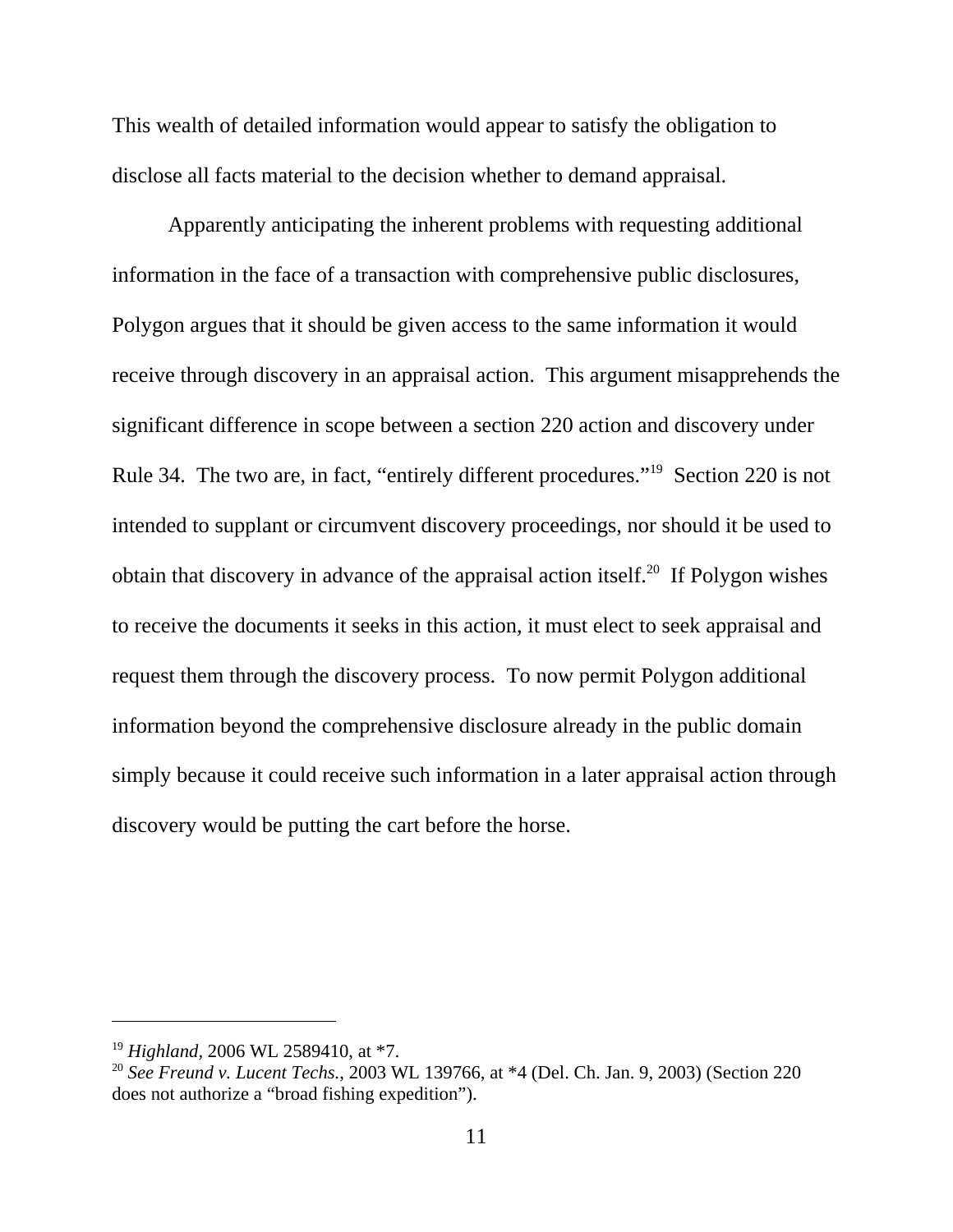This wealth of detailed information would appear to satisfy the obligation to disclose all facts material to the decision whether to demand appraisal.

Apparently anticipating the inherent problems with requesting additional information in the face of a transaction with comprehensive public disclosures, Polygon argues that it should be given access to the same information it would receive through discovery in an appraisal action. This argument misapprehends the significant difference in scope between a section 220 action and discovery under Rule 34. The two are, in fact, "entirely different procedures."[19] Section 220 is not intended to supplant or circumvent discovery proceedings, nor should it be used to obtain that discovery in advance of the appraisal action itself.[20] If Polygon wishes to receive the documents it seeks in this action, it must elect to seek appraisal and request them through the discovery process. To now permit Polygon additional information beyond the comprehensive disclosure already in the public domain simply because it could receive such information in a later appraisal action through discovery would be putting the cart before the horse.

---

[19] *Highland*, 2006 WL 2589410, at *7.

[20] *See Freund v. Lucent Techs.*, 2003 WL 139766, at *4 (Del. Ch. Jan. 9, 2003) (Section 220 does not authorize a "broad fishing expedition").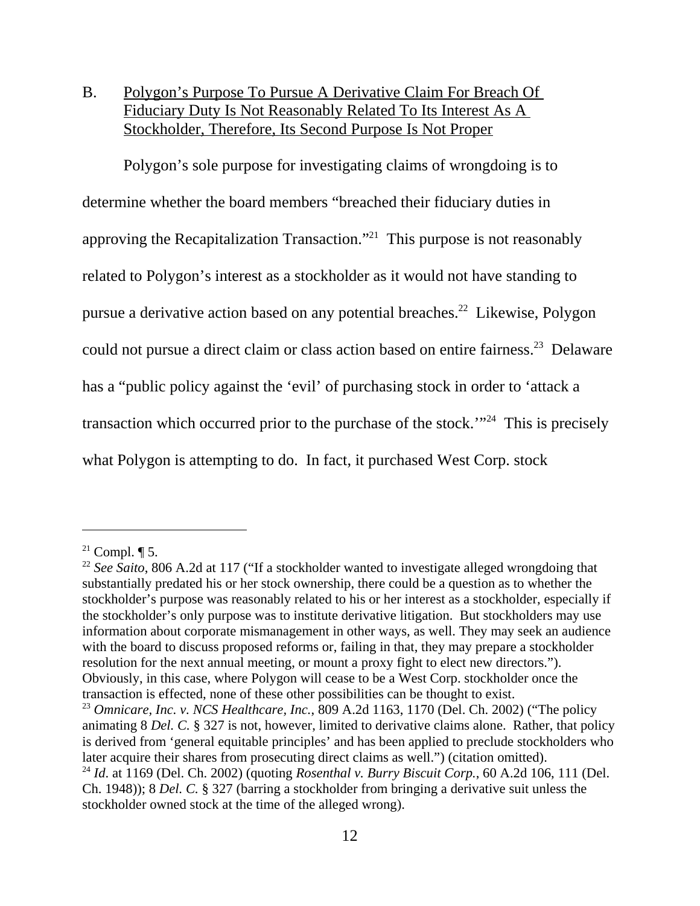B. Polygon's Purpose To Pursue A Derivative Claim For Breach Of Fiduciary Duty Is Not Reasonably Related To Its Interest As A Stockholder, Therefore, Its Second Purpose Is Not Proper

Polygon's sole purpose for investigating claims of wrongdoing is to determine whether the board members "breached their fiduciary duties in approving the Recapitalization Transaction."[21] This purpose is not reasonably related to Polygon's interest as a stockholder as it would not have standing to pursue a derivative action based on any potential breaches.[22] Likewise, Polygon could not pursue a direct claim or class action based on entire fairness.[23] Delaware has a "public policy against the 'evil' of purchasing stock in order to 'attack a transaction which occurred prior to the purchase of the stock.'"[24] This is precisely what Polygon is attempting to do. In fact, it purchased West Corp. stock

---

[21] Compl. ¶ 5.

[22] *See Saito*, 806 A.2d at 117 ("If a stockholder wanted to investigate alleged wrongdoing that substantially predated his or her stock ownership, there could be a question as to whether the stockholder's purpose was reasonably related to his or her interest as a stockholder, especially if the stockholder's only purpose was to institute derivative litigation. But stockholders may use information about corporate mismanagement in other ways, as well. They may seek an audience with the board to discuss proposed reforms or, failing in that, they may prepare a stockholder resolution for the next annual meeting, or mount a proxy fight to elect new directors."). Obviously, in this case, where Polygon will cease to be a West Corp. stockholder once the transaction is effected, none of these other possibilities can be thought to exist.

[23] *Omnicare, Inc. v. NCS Healthcare, Inc.*, 809 A.2d 1163, 1170 (Del. Ch. 2002) ("The policy animating 8 *Del. C.* § 327 is not, however, limited to derivative claims alone. Rather, that policy is derived from 'general equitable principles' and has been applied to preclude stockholders who later acquire their shares from prosecuting direct claims as well.") (citation omitted).

[24] *Id*. at 1169 (Del. Ch. 2002) (quoting *Rosenthal v. Burry Biscuit Corp.*, 60 A.2d 106, 111 (Del. Ch. 1948)); 8 *Del. C.* § 327 (barring a stockholder from bringing a derivative suit unless the stockholder owned stock at the time of the alleged wrong).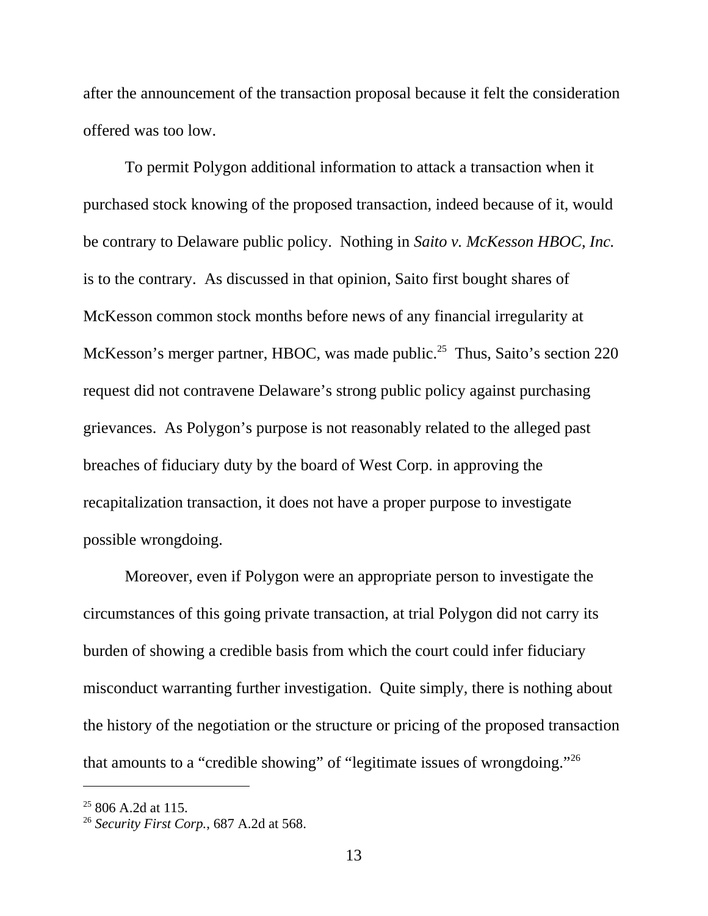after the announcement of the transaction proposal because it felt the consideration offered was too low.

To permit Polygon additional information to attack a transaction when it purchased stock knowing of the proposed transaction, indeed because of it, would be contrary to Delaware public policy. Nothing in *Saito v. McKesson HBOC, Inc.* is to the contrary. As discussed in that opinion, Saito first bought shares of McKesson common stock months before news of any financial irregularity at McKesson's merger partner, HBOC, was made public.[25] Thus, Saito's section 220 request did not contravene Delaware's strong public policy against purchasing grievances. As Polygon's purpose is not reasonably related to the alleged past breaches of fiduciary duty by the board of West Corp. in approving the recapitalization transaction, it does not have a proper purpose to investigate possible wrongdoing.

Moreover, even if Polygon were an appropriate person to investigate the circumstances of this going private transaction, at trial Polygon did not carry its burden of showing a credible basis from which the court could infer fiduciary misconduct warranting further investigation. Quite simply, there is nothing about the history of the negotiation or the structure or pricing of the proposed transaction that amounts to a "credible showing" of "legitimate issues of wrongdoing."[26]

---

[25] 806 A.2d at 115.

[26] *Security First Corp.*, 687 A.2d at 568.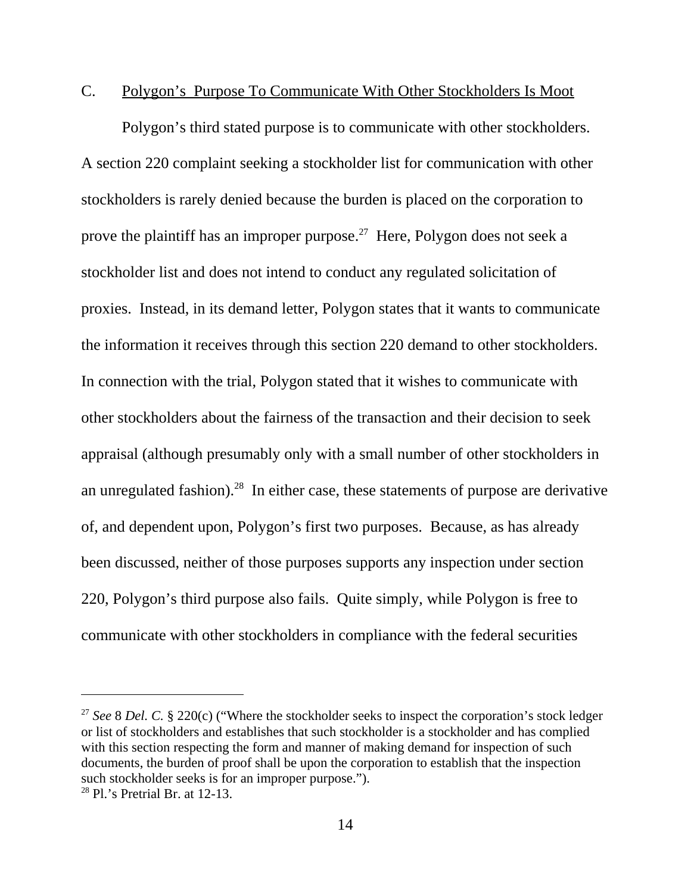C. Polygon's Purpose To Communicate With Other Stockholders Is Moot

Polygon's third stated purpose is to communicate with other stockholders. A section 220 complaint seeking a stockholder list for communication with other stockholders is rarely denied because the burden is placed on the corporation to prove the plaintiff has an improper purpose.[27] Here, Polygon does not seek a stockholder list and does not intend to conduct any regulated solicitation of proxies. Instead, in its demand letter, Polygon states that it wants to communicate the information it receives through this section 220 demand to other stockholders. In connection with the trial, Polygon stated that it wishes to communicate with other stockholders about the fairness of the transaction and their decision to seek appraisal (although presumably only with a small number of other stockholders in an unregulated fashion).[28] In either case, these statements of purpose are derivative of, and dependent upon, Polygon's first two purposes. Because, as has already been discussed, neither of those purposes supports any inspection under section 220, Polygon's third purpose also fails. Quite simply, while Polygon is free to communicate with other stockholders in compliance with the federal securities

---

[27] *See* 8 *Del. C.* § 220(c) ("Where the stockholder seeks to inspect the corporation's stock ledger or list of stockholders and establishes that such stockholder is a stockholder and has complied with this section respecting the form and manner of making demand for inspection of such documents, the burden of proof shall be upon the corporation to establish that the inspection such stockholder seeks is for an improper purpose.").

[28] Pl.'s Pretrial Br. at 12-13.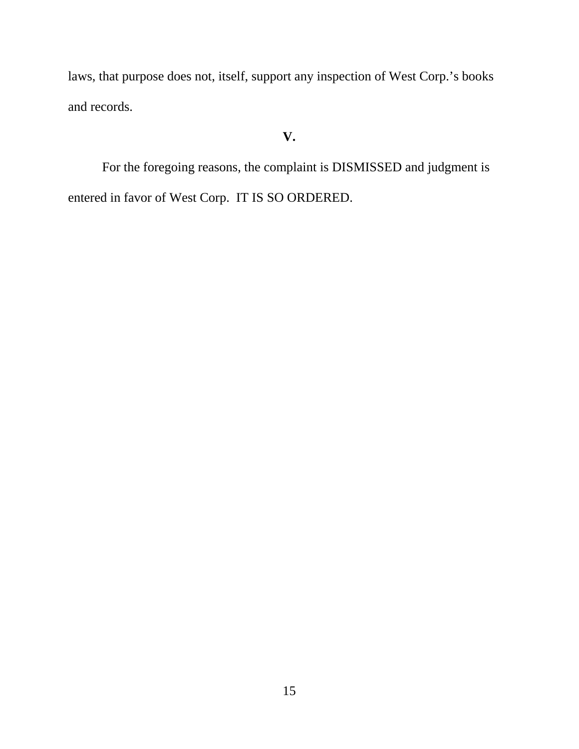laws, that purpose does not, itself, support any inspection of West Corp.'s books and records.

## V.

For the foregoing reasons, the complaint is DISMISSED and judgment is entered in favor of West Corp. IT IS SO ORDERED.